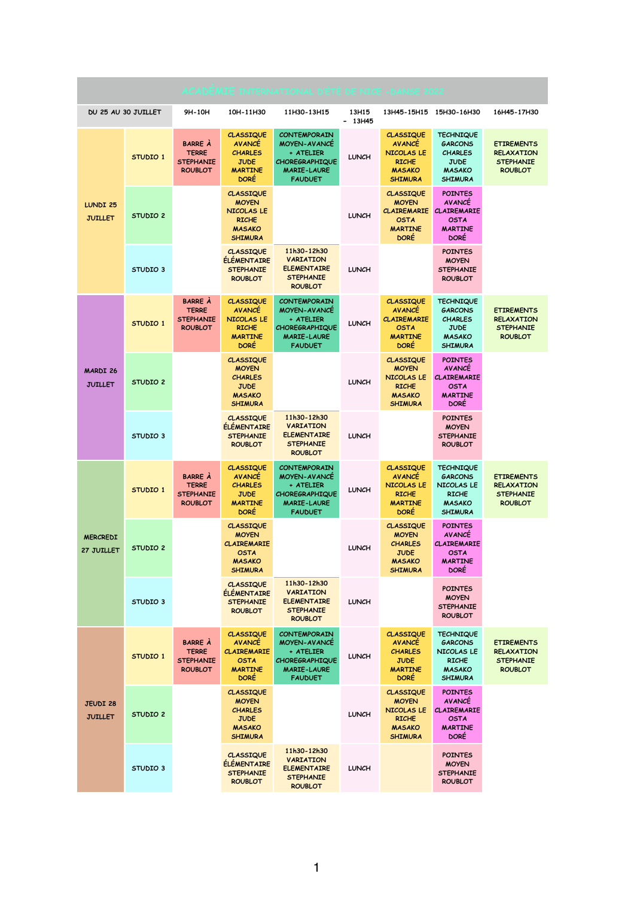# ACADÉMIE INTERNATIONAL D'ÉTÉ DE NICE - DANSE 2022

| DU 25 AU 30 JUILLET | | 9H-10H | 10H-11H30 | 11H30-13H15 | 13H15 - 13H45 | 13H45-15H15 | 15H30-16H30 | 16H45-17H30 |
|---|---|---|---|---|---|---|---|---|
| LUNDI 25 JUILLET | STUDIO 1 | BARRE À TERRE STEPHANIE ROUBLOT | CLASSIQUE AVANCÉ CHARLES JUDE MARTINE DORÉ | CONTEMPORAIN MOYEN-AVANCÉ + ATELIER CHOREGRAPHIQUE MARIE-LAURE FAUDUET | LUNCH | CLASSIQUE AVANCÉ NICOLAS LE RICHE MASAKO SHIMURA | TECHNIQUE GARCONS CHARLES JUDE MASAKO SHIMURA | ETIREMENTS RELAXATION STEPHANIE ROUBLOT |
| | STUDIO 2 | | CLASSIQUE MOYEN NICOLAS LE RICHE MASAKO SHIMURA | | LUNCH | CLASSIQUE MOYEN CLAIREMARIE OSTA MARTINE DORÉ | POINTES AVANCÉ CLAIREMARIE OSTA MARTINE DORÉ | |
| | STUDIO 3 | | CLASSIQUE ÉLÉMENTAIRE STEPHANIE ROUBLOT | 11h30-12h30 VARIATION ELEMENTAIRE STEPHANIE ROUBLOT | LUNCH | | POINTES MOYEN STEPHANIE ROUBLOT | |
| MARDI 26 JUILLET | STUDIO 1 | BARRE À TERRE STEPHANIE ROUBLOT | CLASSIQUE AVANCÉ NICOLAS LE RICHE MARTINE DORÉ | CONTEMPORAIN MOYEN-AVANCÉ + ATELIER CHOREGRAPHIQUE MARIE-LAURE FAUDUET | LUNCH | CLASSIQUE AVANCÉ CLAIREMARIE OSTA MARTINE DORÉ | TECHNIQUE GARCONS CHARLES JUDE MASAKO SHIMURA | ETIREMENTS RELAXATION STEPHANIE ROUBLOT |
| | STUDIO 2 | | CLASSIQUE MOYEN CHARLES JUDE MASAKO SHIMURA | | LUNCH | CLASSIQUE MOYEN NICOLAS LE RICHE MASAKO SHIMURA | POINTES AVANCÉ CLAIREMARIE OSTA MARTINE DORÉ | |
| | STUDIO 3 | | CLASSIQUE ÉLÉMENTAIRE STEPHANIE ROUBLOT | 11h30-12h30 VARIATION ELEMENTAIRE STEPHANIE ROUBLOT | LUNCH | | POINTES MOYEN STEPHANIE ROUBLOT | |
| MERCREDI 27 JUILLET | STUDIO 1 | BARRE À TERRE STEPHANIE ROUBLOT | CLASSIQUE AVANCÉ CHARLES JUDE MARTINE DORÉ | CONTEMPORAIN MOYEN-AVANCÉ + ATELIER CHOREGRAPHIQUE MARIE-LAURE FAUDUET | LUNCH | CLASSIQUE AVANCÉ NICOLAS LE RICHE MARTINE DORÉ | TECHNIQUE GARCONS NICOLAS LE RICHE MASAKO SHIMURA | ETIREMENTS RELAXATION STEPHANIE ROUBLOT |
| | STUDIO 2 | | CLASSIQUE MOYEN CLAIREMARIE OSTA MASAKO SHIMURA | | LUNCH | CLASSIQUE MOYEN CHARLES JUDE MASAKO SHIMURA | POINTES AVANCÉ CLAIREMARIE OSTA MARTINE DORÉ | |
| | STUDIO 3 | | CLASSIQUE ÉLÉMENTAIRE STEPHANIE ROUBLOT | 11h30-12h30 VARIATION ELEMENTAIRE STEPHANIE ROUBLOT | LUNCH | | POINTES MOYEN STEPHANIE ROUBLOT | |
| JEUDI 28 JUILLET | STUDIO 1 | BARRE À TERRE STEPHANIE ROUBLOT | CLASSIQUE AVANCÉ CLAIREMARIE OSTA MARTINE DORÉ | CONTEMPORAIN MOYEN-AVANCÉ + ATELIER CHOREGRAPHIQUE MARIE-LAURE FAUDUET | LUNCH | CLASSIQUE AVANCÉ CHARLES JUDE MARTINE DORÉ | TECHNIQUE GARCONS NICOLAS LE RICHE MASAKO SHIMURA | ETIREMENTS RELAXATION STEPHANIE ROUBLOT |
| | STUDIO 2 | | CLASSIQUE MOYEN CHARLES JUDE MASAKO SHIMURA | | LUNCH | CLASSIQUE MOYEN NICOLAS LE RICHE MASAKO SHIMURA | POINTES AVANCÉ CLAIREMARIE OSTA MARTINE DORÉ | |
| | STUDIO 3 | | CLASSIQUE ÉLÉMENTAIRE STEPHANIE ROUBLOT | 11h30-12h30 VARIATION ELEMENTAIRE STEPHANIE ROUBLOT | LUNCH | | POINTES MOYEN STEPHANIE ROUBLOT | |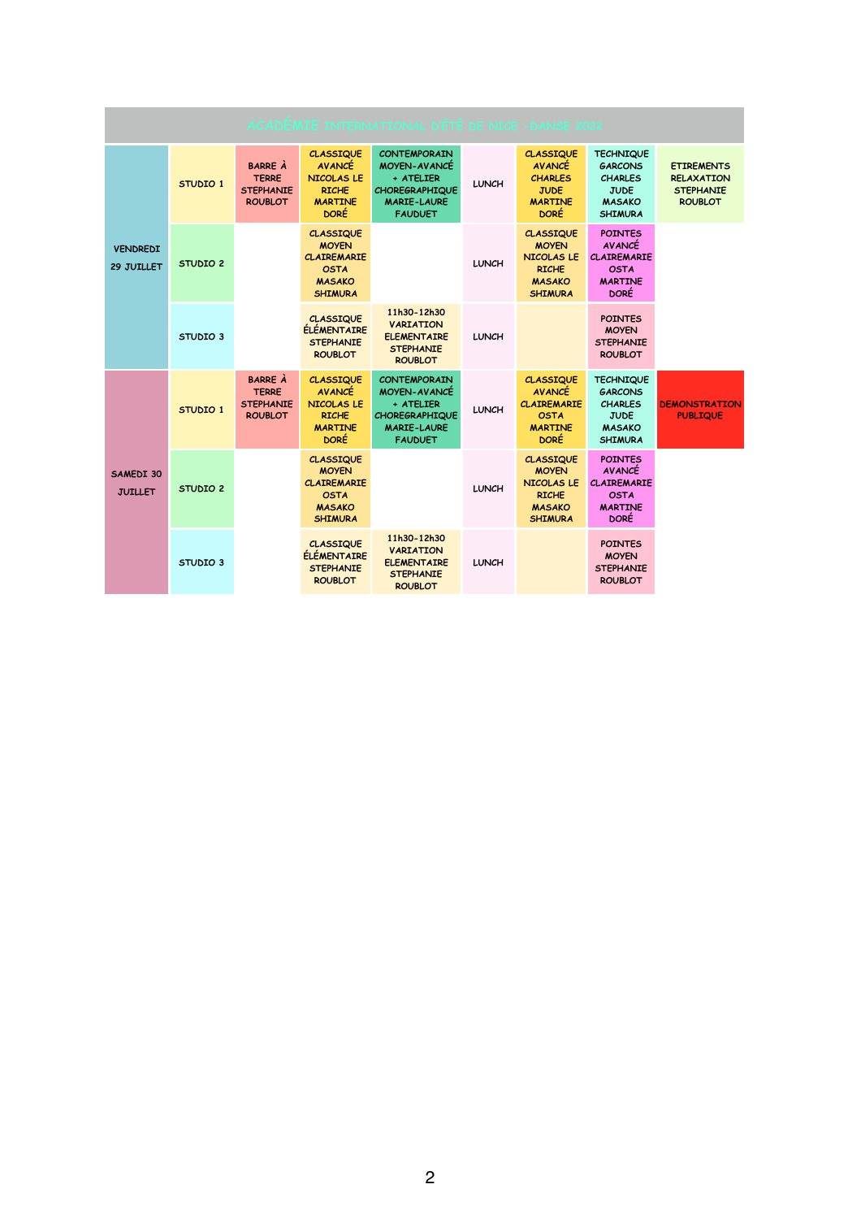| ACADÉMIE INTERNATIONAL D'ÉTÉ DE NICE - DANSE 2022 | | | | | | | | |
|---|---|---|---|---|---|---|---|---|
| VENDREDI 29 JUILLET | STUDIO 1 | BARRE À TERRE STEPHANIE ROUBLOT | CLASSIQUE AVANCÉ NICOLAS LE RICHE MARTINE DORÉ | CONTEMPORAIN MOYEN-AVANCÉ + ATELIER CHOREGRAPHIQUE MARIE-LAURE FAUDUET | LUNCH | CLASSIQUE AVANCÉ CHARLES JUDE MARTINE DORÉ | TECHNIQUE GARCONS CHARLES JUDE MASAKO SHIMURA | ETIREMENTS RELAXATION STEPHANIE ROUBLOT |
| | STUDIO 2 | | CLASSIQUE MOYEN CLAIREMARIE OSTA MASAKO SHIMURA | | LUNCH | CLASSIQUE MOYEN NICOLAS LE RICHE MASAKO SHIMURA | POINTES AVANCÉ CLAIREMARIE OSTA MARTINE DORÉ | |
| | STUDIO 3 | | CLASSIQUE ÉLÉMENTAIRE STEPHANIE ROUBLOT | 11h30-12h30 VARIATION ELEMENTAIRE STEPHANIE ROUBLOT | LUNCH | | POINTES MOYEN STEPHANIE ROUBLOT | |
| SAMEDI 30 JUILLET | STUDIO 1 | BARRE À TERRE STEPHANIE ROUBLOT | CLASSIQUE AVANCÉ NICOLAS LE RICHE MARTINE DORÉ | CONTEMPORAIN MOYEN-AVANCÉ + ATELIER CHOREGRAPHIQUE MARIE-LAURE FAUDUET | LUNCH | CLASSIQUE AVANCÉ CLAIREMARIE OSTA MARTINE DORÉ | TECHNIQUE GARCONS CHARLES JUDE MASAKO SHIMURA | DEMONSTRATION PUBLIQUE |
| | STUDIO 2 | | CLASSIQUE MOYEN CLAIREMARIE OSTA MASAKO SHIMURA | | LUNCH | CLASSIQUE MOYEN NICOLAS LE RICHE MASAKO SHIMURA | POINTES AVANCÉ CLAIREMARIE OSTA MARTINE DORÉ | |
| | STUDIO 3 | | CLASSIQUE ÉLÉMENTAIRE STEPHANIE ROUBLOT | 11h30-12h30 VARIATION ELEMENTAIRE STEPHANIE ROUBLOT | LUNCH | | POINTES MOYEN STEPHANIE ROUBLOT | |